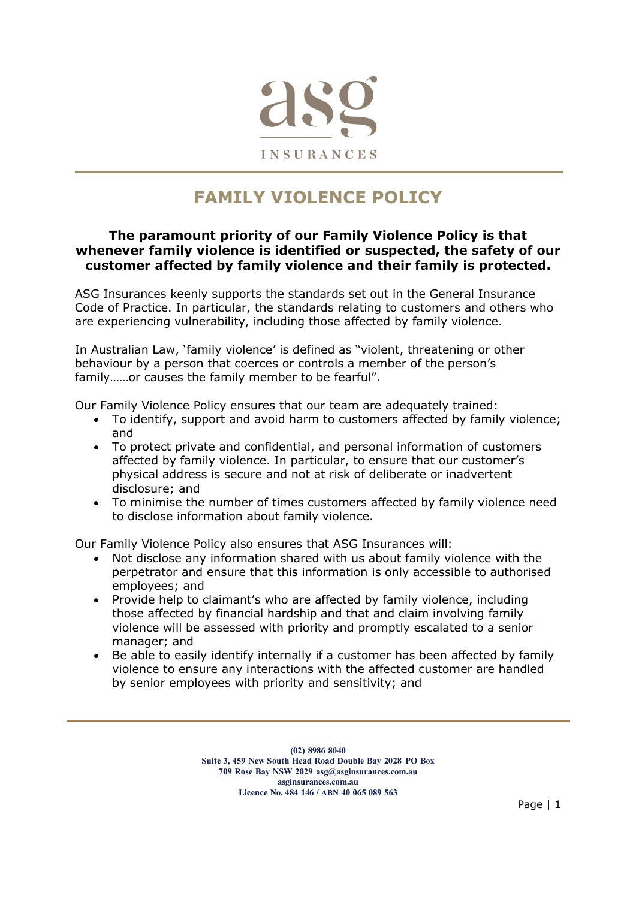# FAMILY VIOLENCE POLICY

**The paramount priority of our Family Violence Policy is that whenever family violence is identified or suspected, the safety of our customer affected by family violence and their family is protected.**

ASG Insurances keenly supports the standards set out in the General Insurance Code of Practice. In particular, the standards relating to customers and others who are experiencing vulnerability, including those affected by family violence.

In Australian Law, 'family violence' is defined as "violent, threatening or other behaviour by a person that coerces or controls a member of the person's family……or causes the family member to be fearful".

Our Family Violence Policy ensures that our team are adequately trained:

- To identify, support and avoid harm to customers affected by family violence; and
- To protect private and confidential, and personal information of customers affected by family violence. In particular, to ensure that our customer's physical address is secure and not at risk of deliberate or inadvertent disclosure; and
- To minimise the number of times customers affected by family violence need to disclose information about family violence.

Our Family Violence Policy also ensures that ASG Insurances will:

- Not disclose any information shared with us about family violence with the perpetrator and ensure that this information is only accessible to authorised employees; and
- Provide help to claimant's who are affected by family violence, including those affected by financial hardship and that and claim involving family violence will be assessed with priority and promptly escalated to a senior manager; and
- Be able to easily identify internally if a customer has been affected by family violence to ensure any interactions with the affected customer are handled by senior employees with priority and sensitivity; and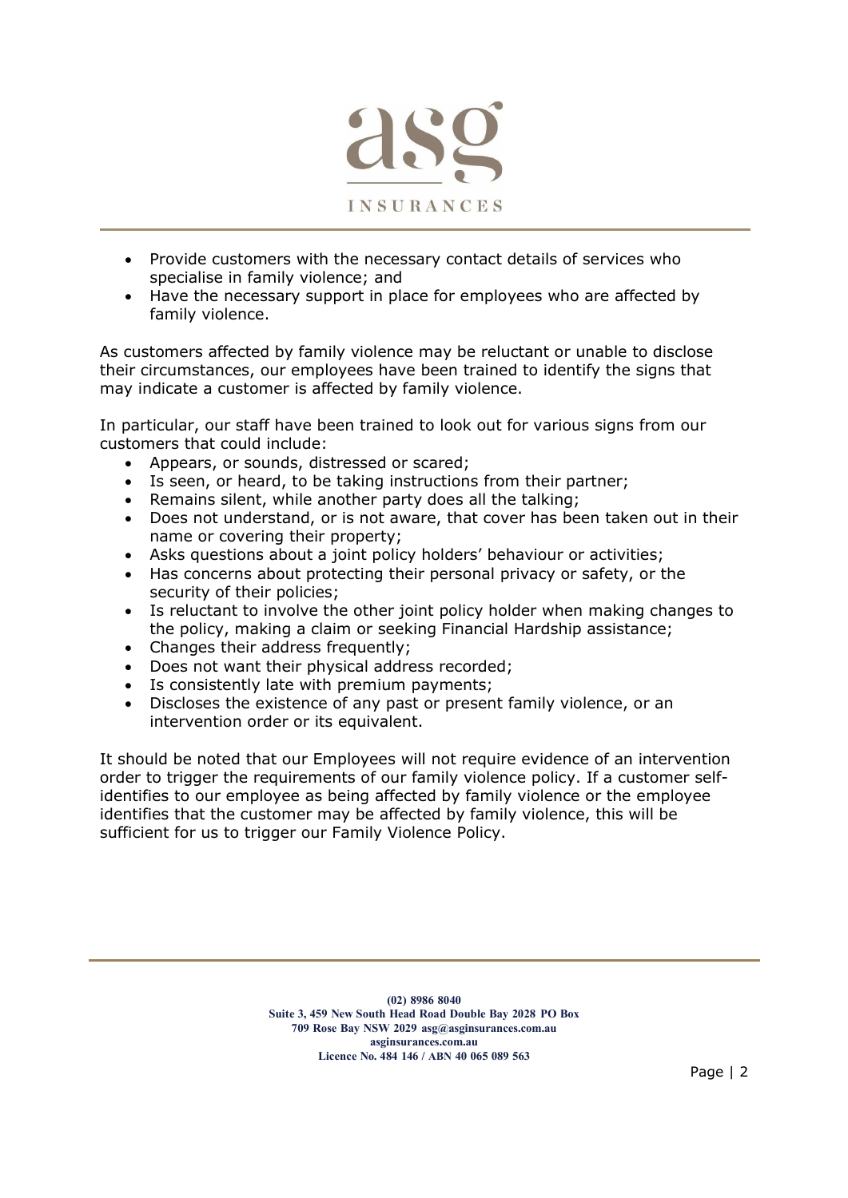- Provide customers with the necessary contact details of services who specialise in family violence; and
- Have the necessary support in place for employees who are affected by family violence.

As customers affected by family violence may be reluctant or unable to disclose their circumstances, our employees have been trained to identify the signs that may indicate a customer is affected by family violence.

In particular, our staff have been trained to look out for various signs from our customers that could include:

- Appears, or sounds, distressed or scared;
- Is seen, or heard, to be taking instructions from their partner;
- Remains silent, while another party does all the talking;
- Does not understand, or is not aware, that cover has been taken out in their name or covering their property;
- Asks questions about a joint policy holders' behaviour or activities;
- Has concerns about protecting their personal privacy or safety, or the security of their policies;
- Is reluctant to involve the other joint policy holder when making changes to the policy, making a claim or seeking Financial Hardship assistance;
- Changes their address frequently;
- Does not want their physical address recorded;
- Is consistently late with premium payments;
- Discloses the existence of any past or present family violence, or an intervention order or its equivalent.

It should be noted that our Employees will not require evidence of an intervention order to trigger the requirements of our family violence policy. If a customer self-identifies to our employee as being affected by family violence or the employee identifies that the customer may be affected by family violence, this will be sufficient for us to trigger our Family Violence Policy.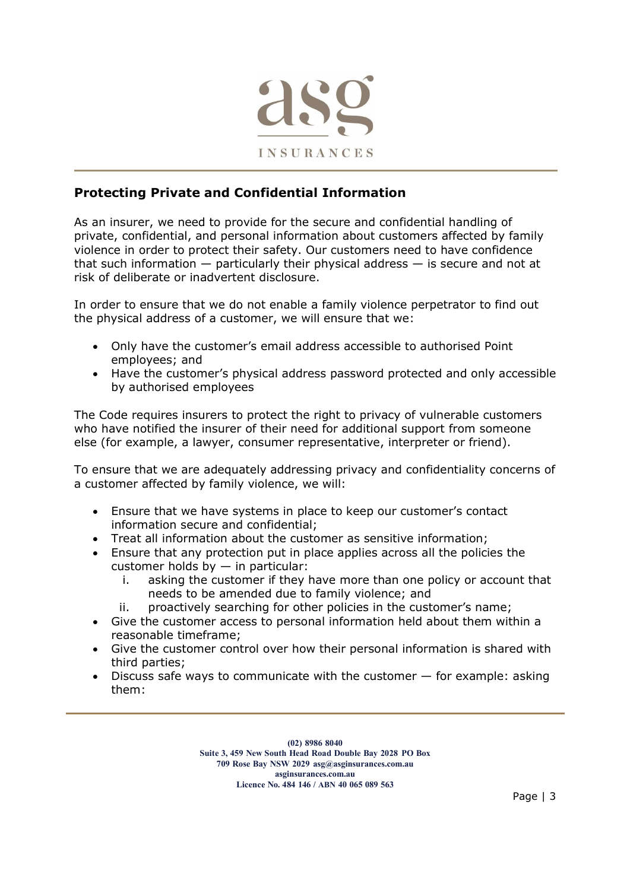## Protecting Private and Confidential Information

As an insurer, we need to provide for the secure and confidential handling of private, confidential, and personal information about customers affected by family violence in order to protect their safety. Our customers need to have confidence that such information — particularly their physical address — is secure and not at risk of deliberate or inadvertent disclosure.

In order to ensure that we do not enable a family violence perpetrator to find out the physical address of a customer, we will ensure that we:

- Only have the customer's email address accessible to authorised Point employees; and
- Have the customer's physical address password protected and only accessible by authorised employees

The Code requires insurers to protect the right to privacy of vulnerable customers who have notified the insurer of their need for additional support from someone else (for example, a lawyer, consumer representative, interpreter or friend).

To ensure that we are adequately addressing privacy and confidentiality concerns of a customer affected by family violence, we will:

- Ensure that we have systems in place to keep our customer's contact information secure and confidential;
- Treat all information about the customer as sensitive information;
- Ensure that any protection put in place applies across all the policies the customer holds by — in particular:
    i. asking the customer if they have more than one policy or account that needs to be amended due to family violence; and
    ii. proactively searching for other policies in the customer's name;
- Give the customer access to personal information held about them within a reasonable timeframe;
- Give the customer control over how their personal information is shared with third parties;
- Discuss safe ways to communicate with the customer — for example: asking them: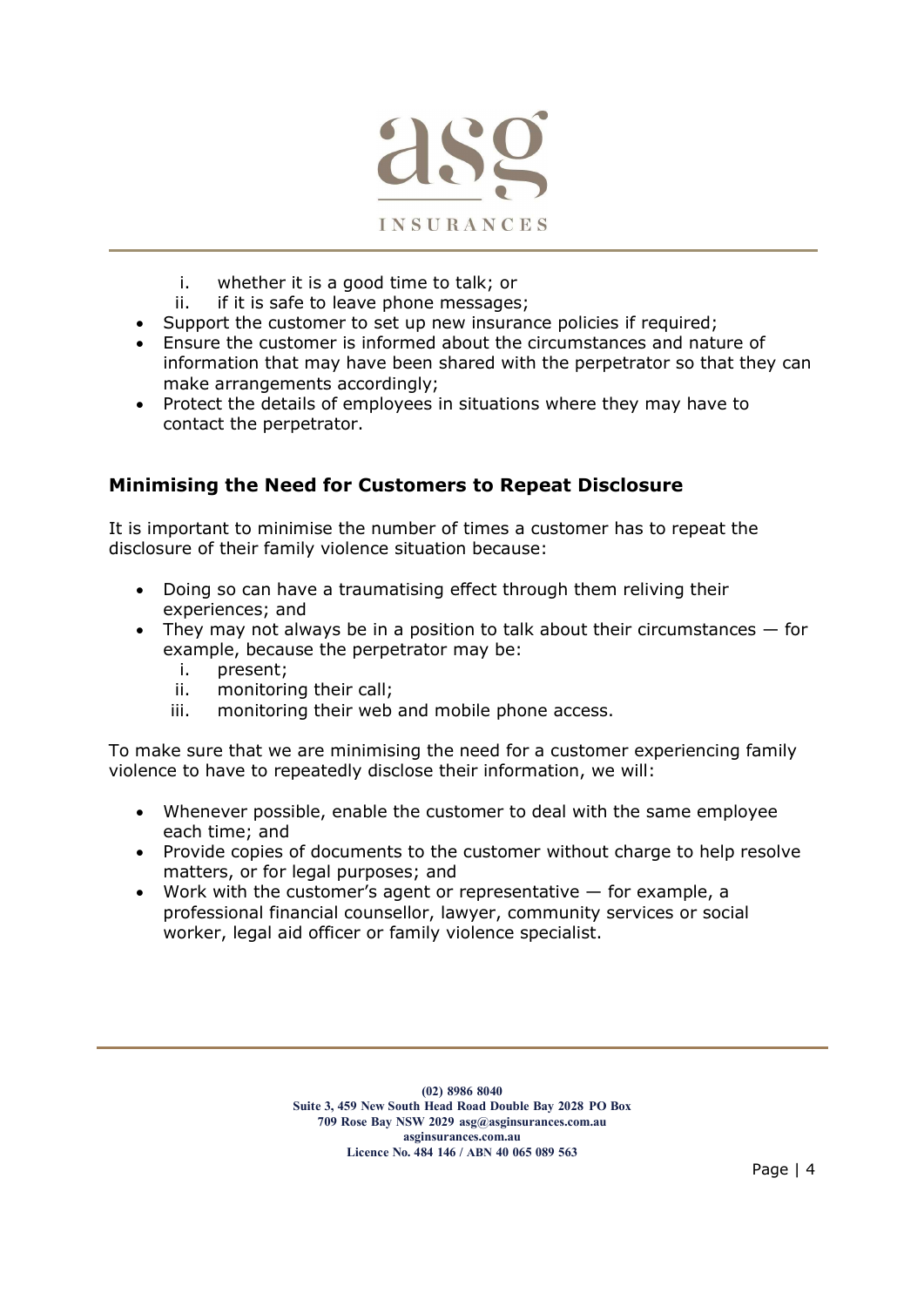i. whether it is a good time to talk; or
   ii. if it is safe to leave phone messages;
- Support the customer to set up new insurance policies if required;
- Ensure the customer is informed about the circumstances and nature of information that may have been shared with the perpetrator so that they can make arrangements accordingly;
- Protect the details of employees in situations where they may have to contact the perpetrator.

## Minimising the Need for Customers to Repeat Disclosure

It is important to minimise the number of times a customer has to repeat the disclosure of their family violence situation because:

- Doing so can have a traumatising effect through them reliving their experiences; and
- They may not always be in a position to talk about their circumstances — for example, because the perpetrator may be:
   i. present;
   ii. monitoring their call;
   iii. monitoring their web and mobile phone access.

To make sure that we are minimising the need for a customer experiencing family violence to have to repeatedly disclose their information, we will:

- Whenever possible, enable the customer to deal with the same employee each time; and
- Provide copies of documents to the customer without charge to help resolve matters, or for legal purposes; and
- Work with the customer's agent or representative — for example, a professional financial counsellor, lawyer, community services or social worker, legal aid officer or family violence specialist.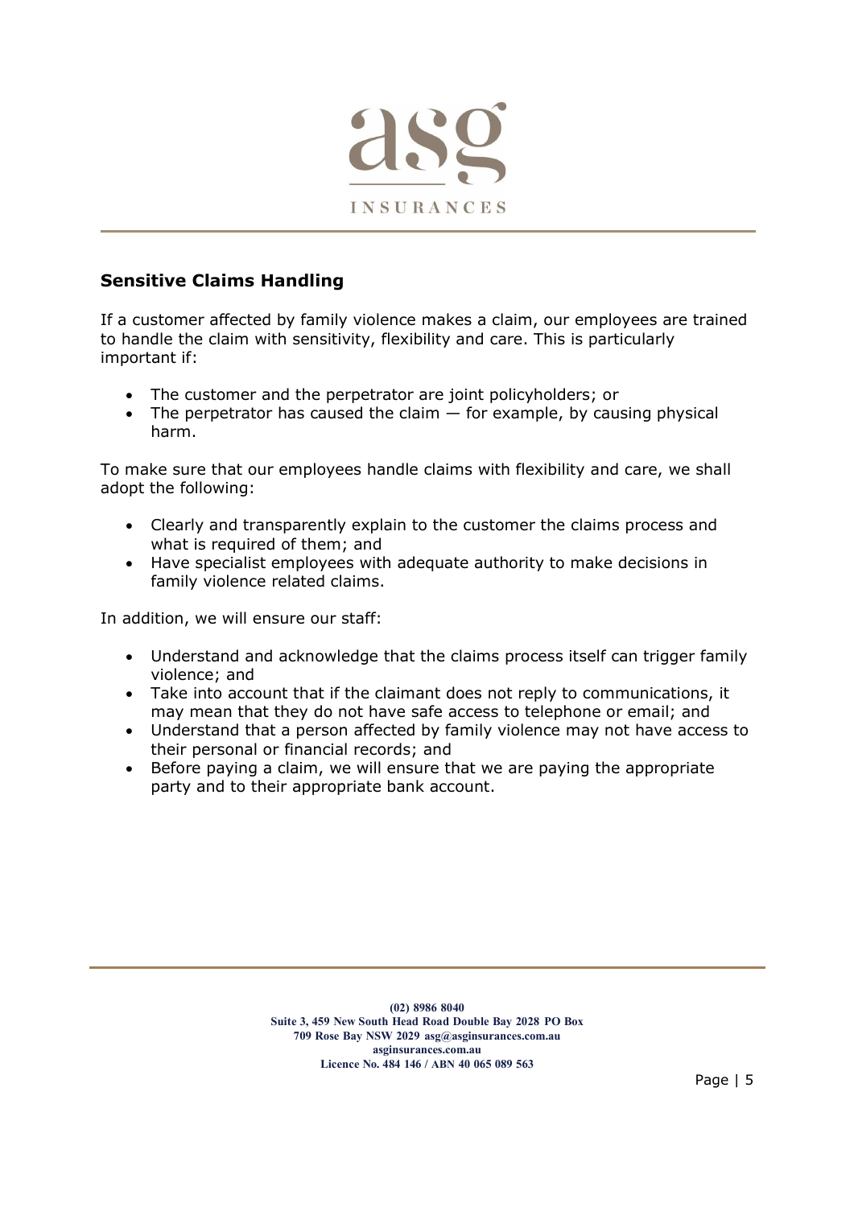## Sensitive Claims Handling

If a customer affected by family violence makes a claim, our employees are trained to handle the claim with sensitivity, flexibility and care. This is particularly important if:

- The customer and the perpetrator are joint policyholders; or
- The perpetrator has caused the claim — for example, by causing physical harm.

To make sure that our employees handle claims with flexibility and care, we shall adopt the following:

- Clearly and transparently explain to the customer the claims process and what is required of them; and
- Have specialist employees with adequate authority to make decisions in family violence related claims.

In addition, we will ensure our staff:

- Understand and acknowledge that the claims process itself can trigger family violence; and
- Take into account that if the claimant does not reply to communications, it may mean that they do not have safe access to telephone or email; and
- Understand that a person affected by family violence may not have access to their personal or financial records; and
- Before paying a claim, we will ensure that we are paying the appropriate party and to their appropriate bank account.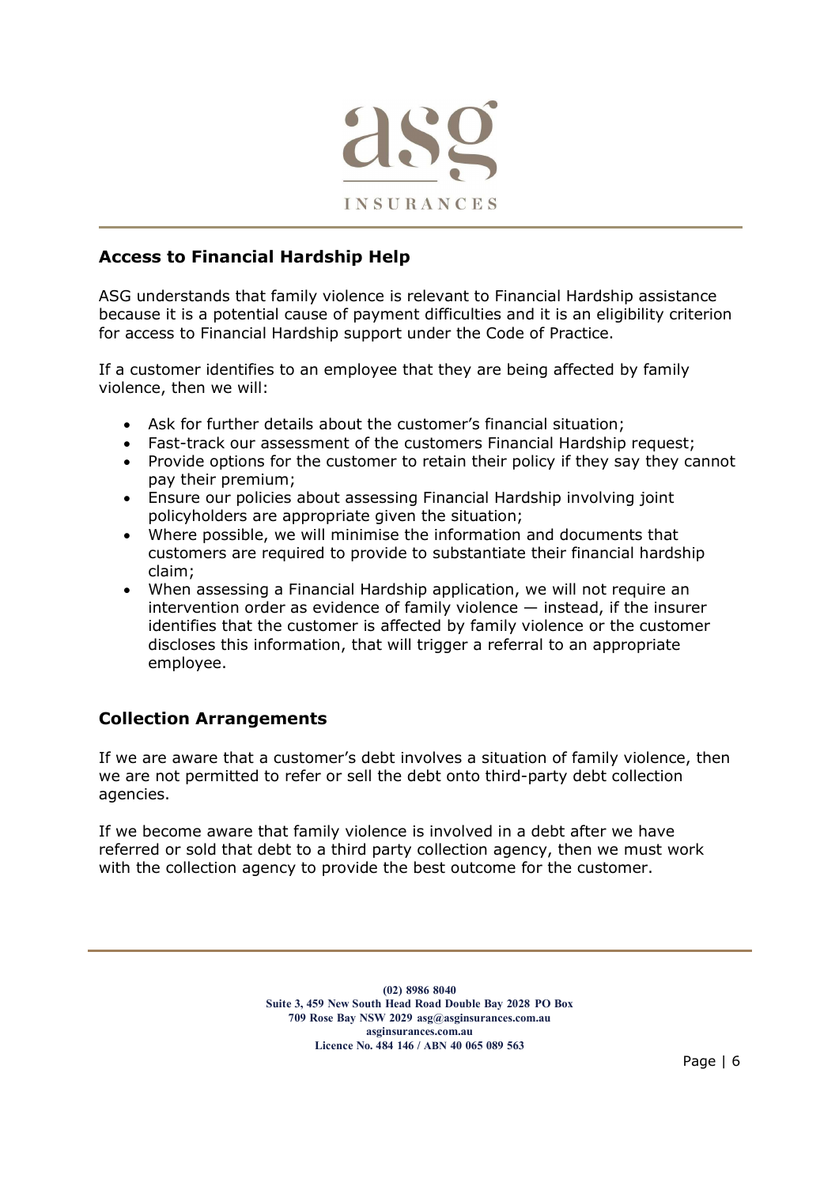## Access to Financial Hardship Help

ASG understands that family violence is relevant to Financial Hardship assistance because it is a potential cause of payment difficulties and it is an eligibility criterion for access to Financial Hardship support under the Code of Practice.

If a customer identifies to an employee that they are being affected by family violence, then we will:

- Ask for further details about the customer's financial situation;
- Fast-track our assessment of the customers Financial Hardship request;
- Provide options for the customer to retain their policy if they say they cannot pay their premium;
- Ensure our policies about assessing Financial Hardship involving joint policyholders are appropriate given the situation;
- Where possible, we will minimise the information and documents that customers are required to provide to substantiate their financial hardship claim;
- When assessing a Financial Hardship application, we will not require an intervention order as evidence of family violence — instead, if the insurer identifies that the customer is affected by family violence or the customer discloses this information, that will trigger a referral to an appropriate employee.

## Collection Arrangements

If we are aware that a customer's debt involves a situation of family violence, then we are not permitted to refer or sell the debt onto third-party debt collection agencies.

If we become aware that family violence is involved in a debt after we have referred or sold that debt to a third party collection agency, then we must work with the collection agency to provide the best outcome for the customer.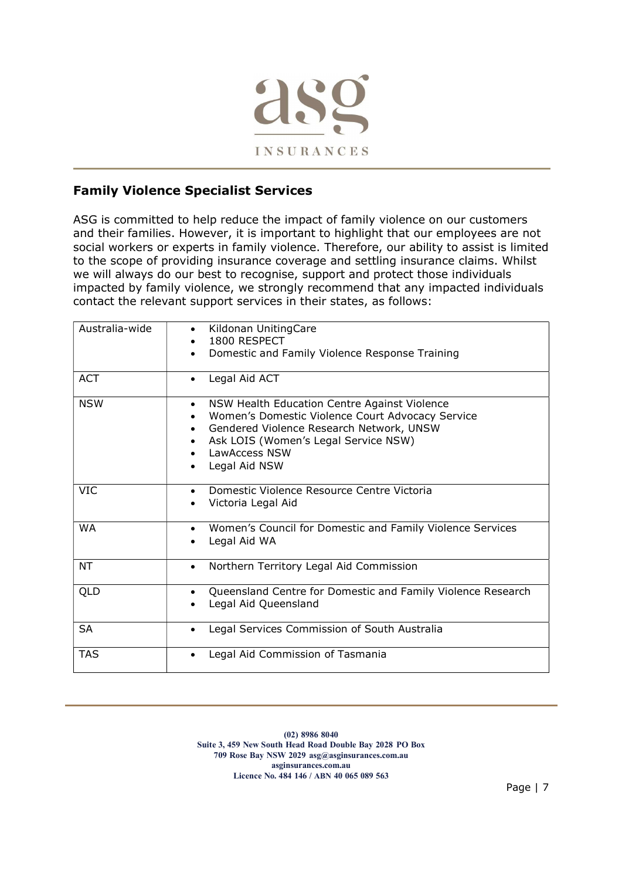## Family Violence Specialist Services

ASG is committed to help reduce the impact of family violence on our customers and their families. However, it is important to highlight that our employees are not social workers or experts in family violence. Therefore, our ability to assist is limited to the scope of providing insurance coverage and settling insurance claims. Whilst we will always do our best to recognise, support and protect those individuals impacted by family violence, we strongly recommend that any impacted individuals contact the relevant support services in their states, as follows:

| | |
|---|---|
| Australia-wide | • Kildonan UnitingCare<br>• 1800 RESPECT<br>• Domestic and Family Violence Response Training |
| ACT | • Legal Aid ACT |
| NSW | • NSW Health Education Centre Against Violence<br>• Women's Domestic Violence Court Advocacy Service<br>• Gendered Violence Research Network, UNSW<br>• Ask LOIS (Women's Legal Service NSW)<br>• LawAccess NSW<br>• Legal Aid NSW |
| VIC | • Domestic Violence Resource Centre Victoria<br>• Victoria Legal Aid |
| WA | • Women's Council for Domestic and Family Violence Services<br>• Legal Aid WA |
| NT | • Northern Territory Legal Aid Commission |
| QLD | • Queensland Centre for Domestic and Family Violence Research<br>• Legal Aid Queensland |
| SA | • Legal Services Commission of South Australia |
| TAS | • Legal Aid Commission of Tasmania |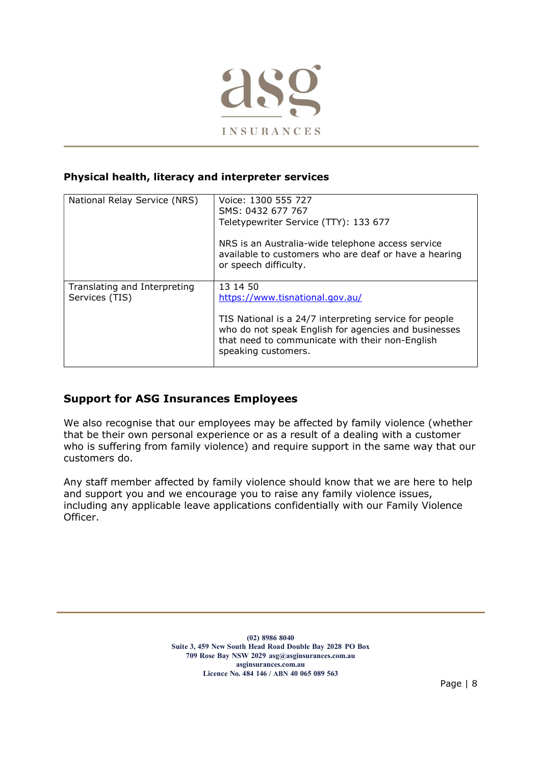### Physical health, literacy and interpreter services

| | |
|---|---|
| National Relay Service (NRS) | Voice: 1300 555 727<br>SMS: 0432 677 767<br>Teletypewriter Service (TTY): 133 677<br><br>NRS is an Australia-wide telephone access service available to customers who are deaf or have a hearing or speech difficulty. |
| Translating and Interpreting Services (TIS) | 13 14 50<br>https://www.tisnational.gov.au/<br><br>TIS National is a 24/7 interpreting service for people who do not speak English for agencies and businesses that need to communicate with their non-English speaking customers. |

## Support for ASG Insurances Employees

We also recognise that our employees may be affected by family violence (whether that be their own personal experience or as a result of a dealing with a customer who is suffering from family violence) and require support in the same way that our customers do.

Any staff member affected by family violence should know that we are here to help and support you and we encourage you to raise any family violence issues, including any applicable leave applications confidentially with our Family Violence Officer.